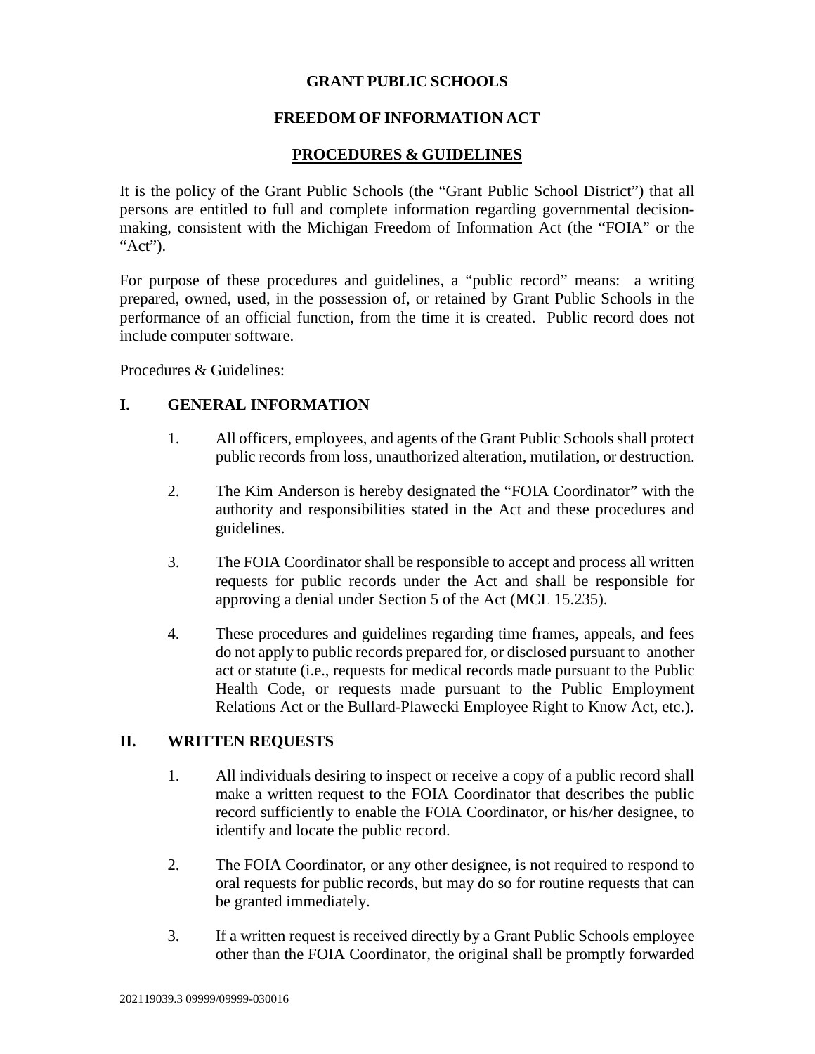# GRANT PUBLIC SCHOOLS

## FREEDOM OF INFORMATION ACT

## PROCEDURES & GUIDELINES

It is the policy of the Grant Public Schools (the "Grant Public School District") that all persons are entitled to full and complete information regarding governmental decision-making, consistent with the Michigan Freedom of Information Act (the "FOIA" or the "Act").

For purpose of these procedures and guidelines, a "public record" means: a writing prepared, owned, used, in the possession of, or retained by Grant Public Schools in the performance of an official function, from the time it is created. Public record does not include computer software.

Procedures & Guidelines:

### I. GENERAL INFORMATION

1. All officers, employees, and agents of the Grant Public Schools shall protect public records from loss, unauthorized alteration, mutilation, or destruction.

2. The Kim Anderson is hereby designated the "FOIA Coordinator" with the authority and responsibilities stated in the Act and these procedures and guidelines.

3. The FOIA Coordinator shall be responsible to accept and process all written requests for public records under the Act and shall be responsible for approving a denial under Section 5 of the Act (MCL 15.235).

4. These procedures and guidelines regarding time frames, appeals, and fees do not apply to public records prepared for, or disclosed pursuant to another act or statute (i.e., requests for medical records made pursuant to the Public Health Code, or requests made pursuant to the Public Employment Relations Act or the Bullard-Plawecki Employee Right to Know Act, etc.).

### II. WRITTEN REQUESTS

1. All individuals desiring to inspect or receive a copy of a public record shall make a written request to the FOIA Coordinator that describes the public record sufficiently to enable the FOIA Coordinator, or his/her designee, to identify and locate the public record.

2. The FOIA Coordinator, or any other designee, is not required to respond to oral requests for public records, but may do so for routine requests that can be granted immediately.

3. If a written request is received directly by a Grant Public Schools employee other than the FOIA Coordinator, the original shall be promptly forwarded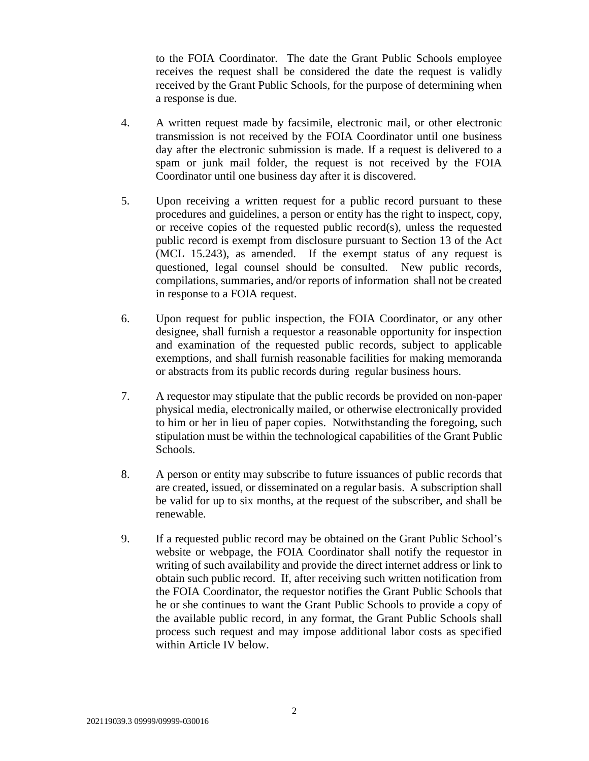to the FOIA Coordinator. The date the Grant Public Schools employee receives the request shall be considered the date the request is validly received by the Grant Public Schools, for the purpose of determining when a response is due.

4. A written request made by facsimile, electronic mail, or other electronic transmission is not received by the FOIA Coordinator until one business day after the electronic submission is made. If a request is delivered to a spam or junk mail folder, the request is not received by the FOIA Coordinator until one business day after it is discovered.

5. Upon receiving a written request for a public record pursuant to these procedures and guidelines, a person or entity has the right to inspect, copy, or receive copies of the requested public record(s), unless the requested public record is exempt from disclosure pursuant to Section 13 of the Act (MCL 15.243), as amended. If the exempt status of any request is questioned, legal counsel should be consulted. New public records, compilations, summaries, and/or reports of information shall not be created in response to a FOIA request.

6. Upon request for public inspection, the FOIA Coordinator, or any other designee, shall furnish a requestor a reasonable opportunity for inspection and examination of the requested public records, subject to applicable exemptions, and shall furnish reasonable facilities for making memoranda or abstracts from its public records during regular business hours.

7. A requestor may stipulate that the public records be provided on non-paper physical media, electronically mailed, or otherwise electronically provided to him or her in lieu of paper copies. Notwithstanding the foregoing, such stipulation must be within the technological capabilities of the Grant Public Schools.

8. A person or entity may subscribe to future issuances of public records that are created, issued, or disseminated on a regular basis. A subscription shall be valid for up to six months, at the request of the subscriber, and shall be renewable.

9. If a requested public record may be obtained on the Grant Public School's website or webpage, the FOIA Coordinator shall notify the requestor in writing of such availability and provide the direct internet address or link to obtain such public record. If, after receiving such written notification from the FOIA Coordinator, the requestor notifies the Grant Public Schools that he or she continues to want the Grant Public Schools to provide a copy of the available public record, in any format, the Grant Public Schools shall process such request and may impose additional labor costs as specified within Article IV below.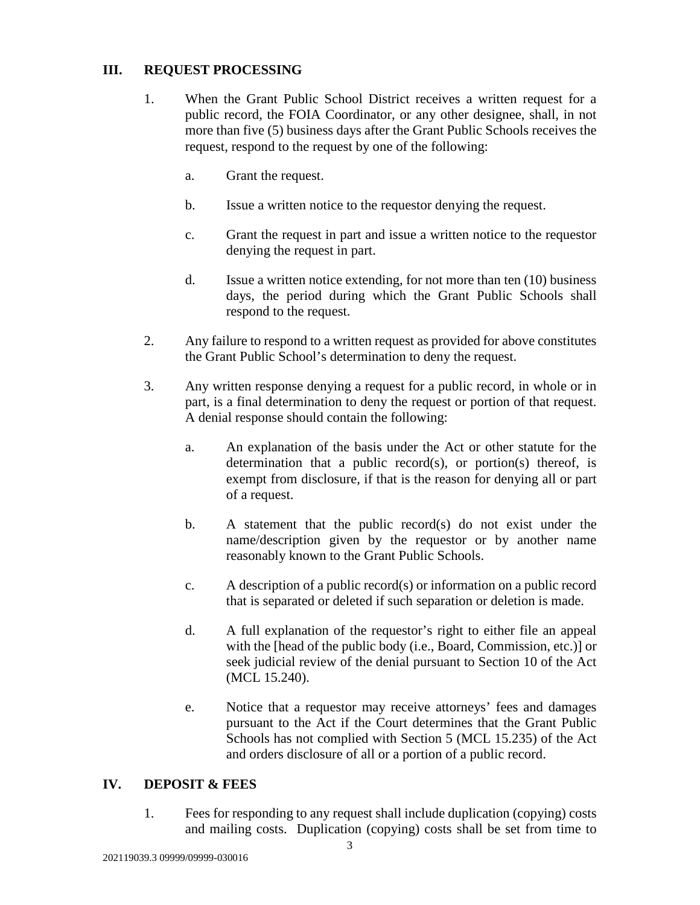## III. REQUEST PROCESSING

1. When the Grant Public School District receives a written request for a public record, the FOIA Coordinator, or any other designee, shall, in not more than five (5) business days after the Grant Public Schools receives the request, respond to the request by one of the following:

   a. Grant the request.

   b. Issue a written notice to the requestor denying the request.

   c. Grant the request in part and issue a written notice to the requestor denying the request in part.

   d. Issue a written notice extending, for not more than ten (10) business days, the period during which the Grant Public Schools shall respond to the request.

2. Any failure to respond to a written request as provided for above constitutes the Grant Public School's determination to deny the request.

3. Any written response denying a request for a public record, in whole or in part, is a final determination to deny the request or portion of that request. A denial response should contain the following:

   a. An explanation of the basis under the Act or other statute for the determination that a public record(s), or portion(s) thereof, is exempt from disclosure, if that is the reason for denying all or part of a request.

   b. A statement that the public record(s) do not exist under the name/description given by the requestor or by another name reasonably known to the Grant Public Schools.

   c. A description of a public record(s) or information on a public record that is separated or deleted if such separation or deletion is made.

   d. A full explanation of the requestor's right to either file an appeal with the [head of the public body (i.e., Board, Commission, etc.)] or seek judicial review of the denial pursuant to Section 10 of the Act (MCL 15.240).

   e. Notice that a requestor may receive attorneys' fees and damages pursuant to the Act if the Court determines that the Grant Public Schools has not complied with Section 5 (MCL 15.235) of the Act and orders disclosure of all or a portion of a public record.

## IV. DEPOSIT & FEES

1. Fees for responding to any request shall include duplication (copying) costs and mailing costs. Duplication (copying) costs shall be set from time to

202119039.3 09999/09999-030016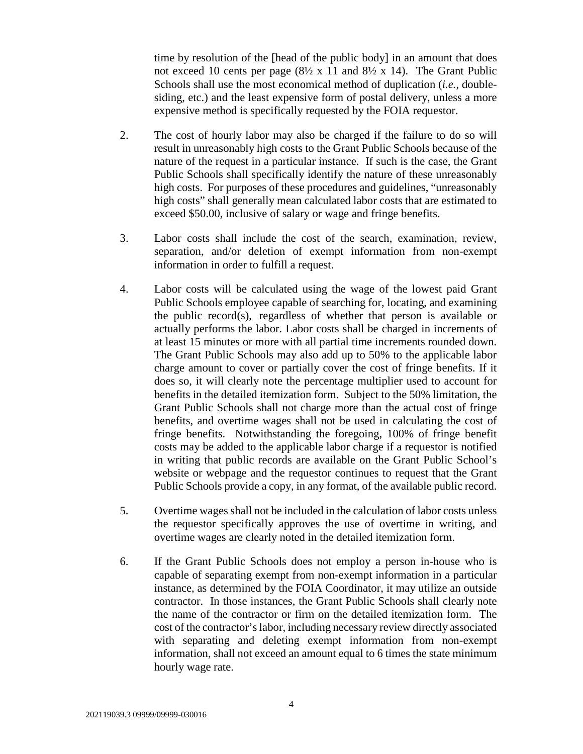time by resolution of the [head of the public body] in an amount that does not exceed 10 cents per page (8½ x 11 and 8½ x 14). The Grant Public Schools shall use the most economical method of duplication (*i.e.*, double-siding, etc.) and the least expensive form of postal delivery, unless a more expensive method is specifically requested by the FOIA requestor.

2. The cost of hourly labor may also be charged if the failure to do so will result in unreasonably high costs to the Grant Public Schools because of the nature of the request in a particular instance. If such is the case, the Grant Public Schools shall specifically identify the nature of these unreasonably high costs. For purposes of these procedures and guidelines, "unreasonably high costs" shall generally mean calculated labor costs that are estimated to exceed $50.00, inclusive of salary or wage and fringe benefits.

3. Labor costs shall include the cost of the search, examination, review, separation, and/or deletion of exempt information from non-exempt information in order to fulfill a request.

4. Labor costs will be calculated using the wage of the lowest paid Grant Public Schools employee capable of searching for, locating, and examining the public record(s), regardless of whether that person is available or actually performs the labor. Labor costs shall be charged in increments of at least 15 minutes or more with all partial time increments rounded down. The Grant Public Schools may also add up to 50% to the applicable labor charge amount to cover or partially cover the cost of fringe benefits. If it does so, it will clearly note the percentage multiplier used to account for benefits in the detailed itemization form. Subject to the 50% limitation, the Grant Public Schools shall not charge more than the actual cost of fringe benefits, and overtime wages shall not be used in calculating the cost of fringe benefits. Notwithstanding the foregoing, 100% of fringe benefit costs may be added to the applicable labor charge if a requestor is notified in writing that public records are available on the Grant Public School's website or webpage and the requestor continues to request that the Grant Public Schools provide a copy, in any format, of the available public record.

5. Overtime wages shall not be included in the calculation of labor costs unless the requestor specifically approves the use of overtime in writing, and overtime wages are clearly noted in the detailed itemization form.

6. If the Grant Public Schools does not employ a person in-house who is capable of separating exempt from non-exempt information in a particular instance, as determined by the FOIA Coordinator, it may utilize an outside contractor. In those instances, the Grant Public Schools shall clearly note the name of the contractor or firm on the detailed itemization form. The cost of the contractor's labor, including necessary review directly associated with separating and deleting exempt information from non-exempt information, shall not exceed an amount equal to 6 times the state minimum hourly wage rate.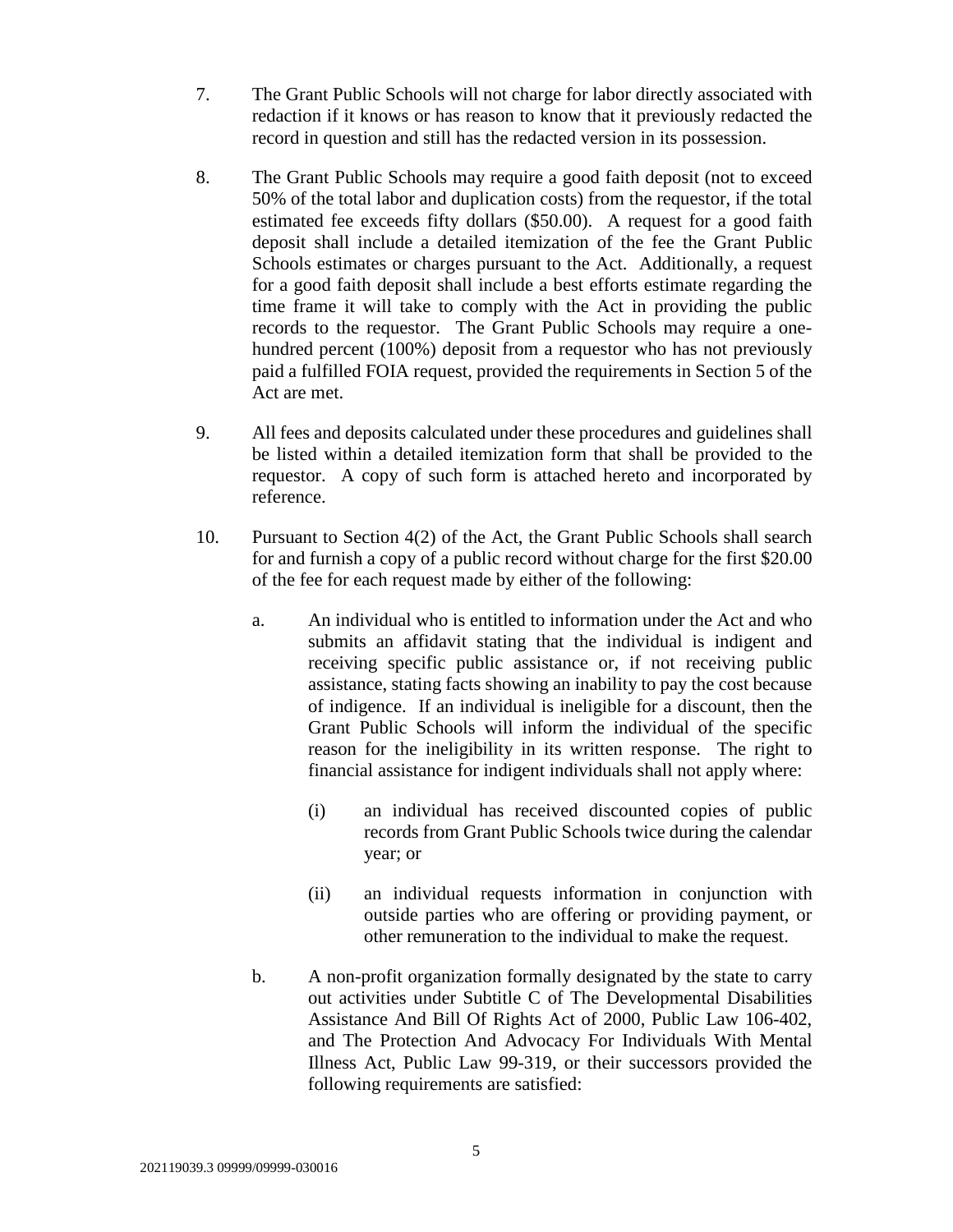7. The Grant Public Schools will not charge for labor directly associated with redaction if it knows or has reason to know that it previously redacted the record in question and still has the redacted version in its possession.

8. The Grant Public Schools may require a good faith deposit (not to exceed 50% of the total labor and duplication costs) from the requestor, if the total estimated fee exceeds fifty dollars ($50.00). A request for a good faith deposit shall include a detailed itemization of the fee the Grant Public Schools estimates or charges pursuant to the Act. Additionally, a request for a good faith deposit shall include a best efforts estimate regarding the time frame it will take to comply with the Act in providing the public records to the requestor. The Grant Public Schools may require a one-hundred percent (100%) deposit from a requestor who has not previously paid a fulfilled FOIA request, provided the requirements in Section 5 of the Act are met.

9. All fees and deposits calculated under these procedures and guidelines shall be listed within a detailed itemization form that shall be provided to the requestor. A copy of such form is attached hereto and incorporated by reference.

10. Pursuant to Section 4(2) of the Act, the Grant Public Schools shall search for and furnish a copy of a public record without charge for the first $20.00 of the fee for each request made by either of the following:

    a. An individual who is entitled to information under the Act and who submits an affidavit stating that the individual is indigent and receiving specific public assistance or, if not receiving public assistance, stating facts showing an inability to pay the cost because of indigence. If an individual is ineligible for a discount, then the Grant Public Schools will inform the individual of the specific reason for the ineligibility in its written response. The right to financial assistance for indigent individuals shall not apply where:

        (i) an individual has received discounted copies of public records from Grant Public Schools twice during the calendar year; or

        (ii) an individual requests information in conjunction with outside parties who are offering or providing payment, or other remuneration to the individual to make the request.

    b. A non-profit organization formally designated by the state to carry out activities under Subtitle C of The Developmental Disabilities Assistance And Bill Of Rights Act of 2000, Public Law 106-402, and The Protection And Advocacy For Individuals With Mental Illness Act, Public Law 99-319, or their successors provided the following requirements are satisfied: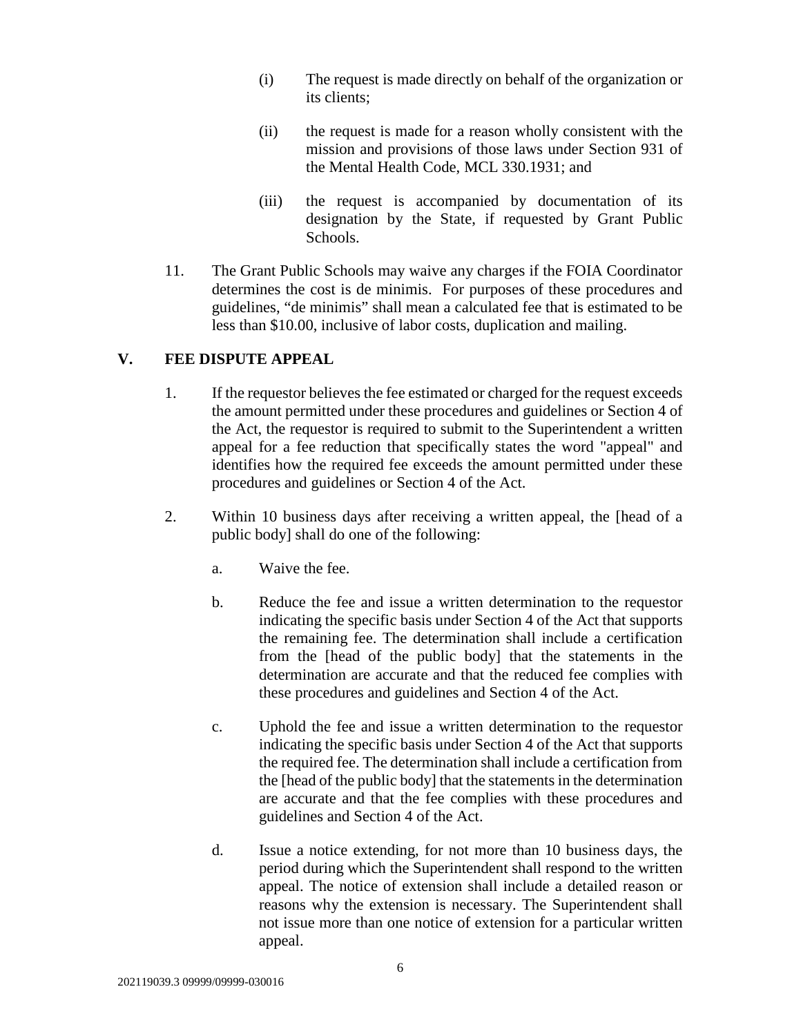(i) The request is made directly on behalf of the organization or its clients;

(ii) the request is made for a reason wholly consistent with the mission and provisions of those laws under Section 931 of the Mental Health Code, MCL 330.1931; and

(iii) the request is accompanied by documentation of its designation by the State, if requested by Grant Public Schools.

11. The Grant Public Schools may waive any charges if the FOIA Coordinator determines the cost is de minimis. For purposes of these procedures and guidelines, "de minimis" shall mean a calculated fee that is estimated to be less than $10.00, inclusive of labor costs, duplication and mailing.

## V. FEE DISPUTE APPEAL

1. If the requestor believes the fee estimated or charged for the request exceeds the amount permitted under these procedures and guidelines or Section 4 of the Act, the requestor is required to submit to the Superintendent a written appeal for a fee reduction that specifically states the word "appeal" and identifies how the required fee exceeds the amount permitted under these procedures and guidelines or Section 4 of the Act.

2. Within 10 business days after receiving a written appeal, the [head of a public body] shall do one of the following:

   a. Waive the fee.

   b. Reduce the fee and issue a written determination to the requestor indicating the specific basis under Section 4 of the Act that supports the remaining fee. The determination shall include a certification from the [head of the public body] that the statements in the determination are accurate and that the reduced fee complies with these procedures and guidelines and Section 4 of the Act.

   c. Uphold the fee and issue a written determination to the requestor indicating the specific basis under Section 4 of the Act that supports the required fee. The determination shall include a certification from the [head of the public body] that the statements in the determination are accurate and that the fee complies with these procedures and guidelines and Section 4 of the Act.

   d. Issue a notice extending, for not more than 10 business days, the period during which the Superintendent shall respond to the written appeal. The notice of extension shall include a detailed reason or reasons why the extension is necessary. The Superintendent shall not issue more than one notice of extension for a particular written appeal.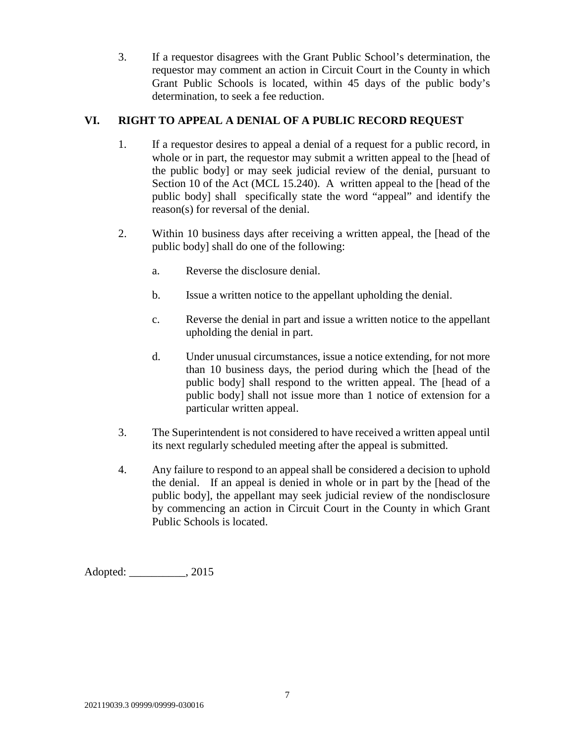3. If a requestor disagrees with the Grant Public School's determination, the requestor may comment an action in Circuit Court in the County in which Grant Public Schools is located, within 45 days of the public body's determination, to seek a fee reduction.

## VI. RIGHT TO APPEAL A DENIAL OF A PUBLIC RECORD REQUEST

1. If a requestor desires to appeal a denial of a request for a public record, in whole or in part, the requestor may submit a written appeal to the [head of the public body] or may seek judicial review of the denial, pursuant to Section 10 of the Act (MCL 15.240). A written appeal to the [head of the public body] shall specifically state the word "appeal" and identify the reason(s) for reversal of the denial.

2. Within 10 business days after receiving a written appeal, the [head of the public body] shall do one of the following:

   a. Reverse the disclosure denial.

   b. Issue a written notice to the appellant upholding the denial.

   c. Reverse the denial in part and issue a written notice to the appellant upholding the denial in part.

   d. Under unusual circumstances, issue a notice extending, for not more than 10 business days, the period during which the [head of the public body] shall respond to the written appeal. The [head of a public body] shall not issue more than 1 notice of extension for a particular written appeal.

3. The Superintendent is not considered to have received a written appeal until its next regularly scheduled meeting after the appeal is submitted.

4. Any failure to respond to an appeal shall be considered a decision to uphold the denial. If an appeal is denied in whole or in part by the [head of the public body], the appellant may seek judicial review of the nondisclosure by commencing an action in Circuit Court in the County in which Grant Public Schools is located.

Adopted: __________, 2015

202119039.3 09999/09999-030016